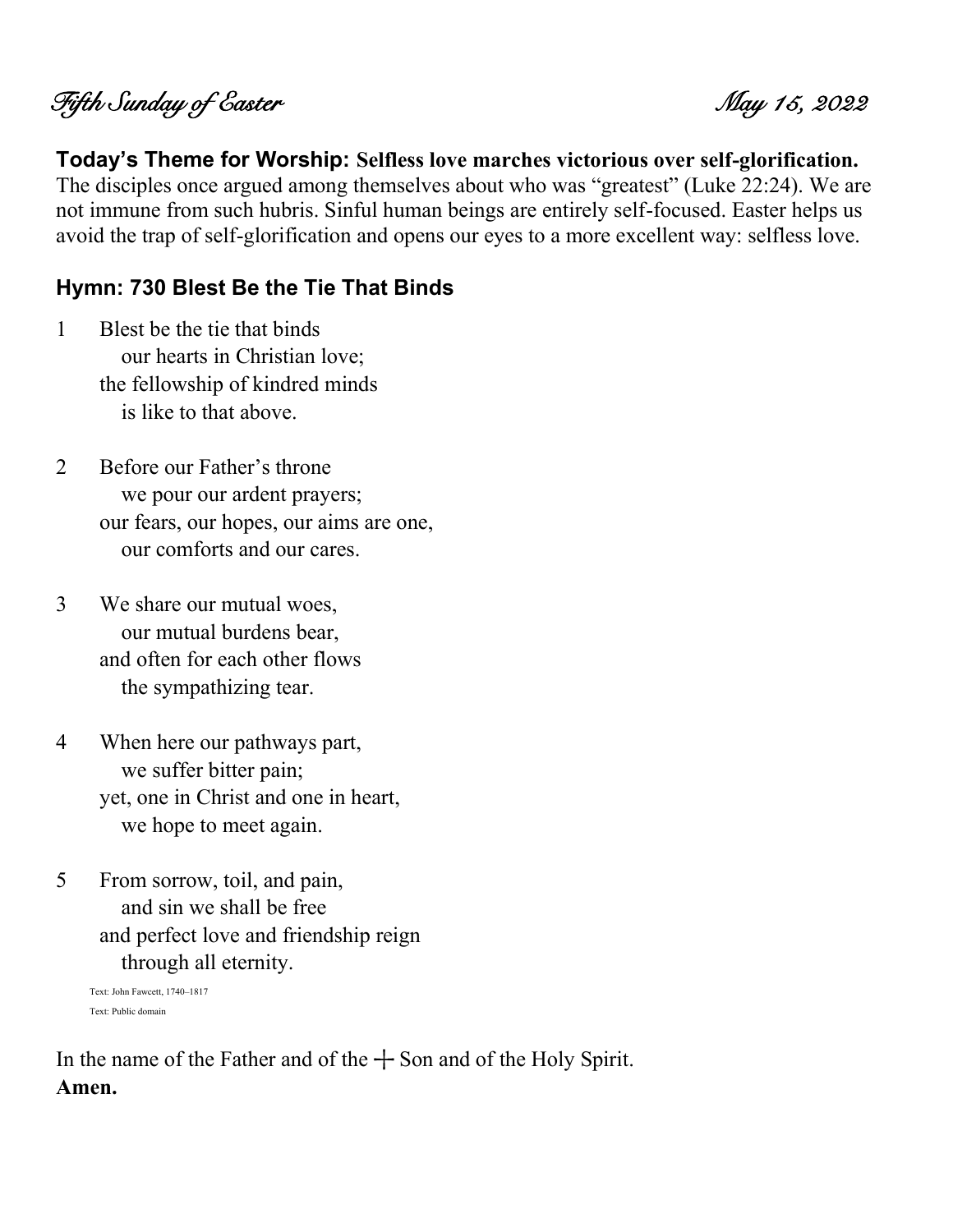*Fifth Sunday of Easter* *May 15, 2022*

**Today's Theme for Worship: Selfless love marches victorious over self-glorification.**
The disciples once argued among themselves about who was "greatest" (Luke 22:24). We are not immune from such hubris. Sinful human beings are entirely self-focused. Easter helps us avoid the trap of self-glorification and opens our eyes to a more excellent way: selfless love.

### Hymn: 730 Blest Be the Tie That Binds

1 Blest be the tie that binds
   our hearts in Christian love;
 the fellowship of kindred minds
   is like to that above.

2 Before our Father's throne
   we pour our ardent prayers;
 our fears, our hopes, our aims are one,
   our comforts and our cares.

3 We share our mutual woes,
   our mutual burdens bear,
 and often for each other flows
   the sympathizing tear.

4 When here our pathways part,
   we suffer bitter pain;
 yet, one in Christ and one in heart,
   we hope to meet again.

5 From sorrow, toil, and pain,
   and sin we shall be free
 and perfect love and friendship reign
   through all eternity.

Text: John Fawcett, 1740–1817
Text: Public domain

In the name of the Father and of the ☩ Son and of the Holy Spirit.
**Amen.**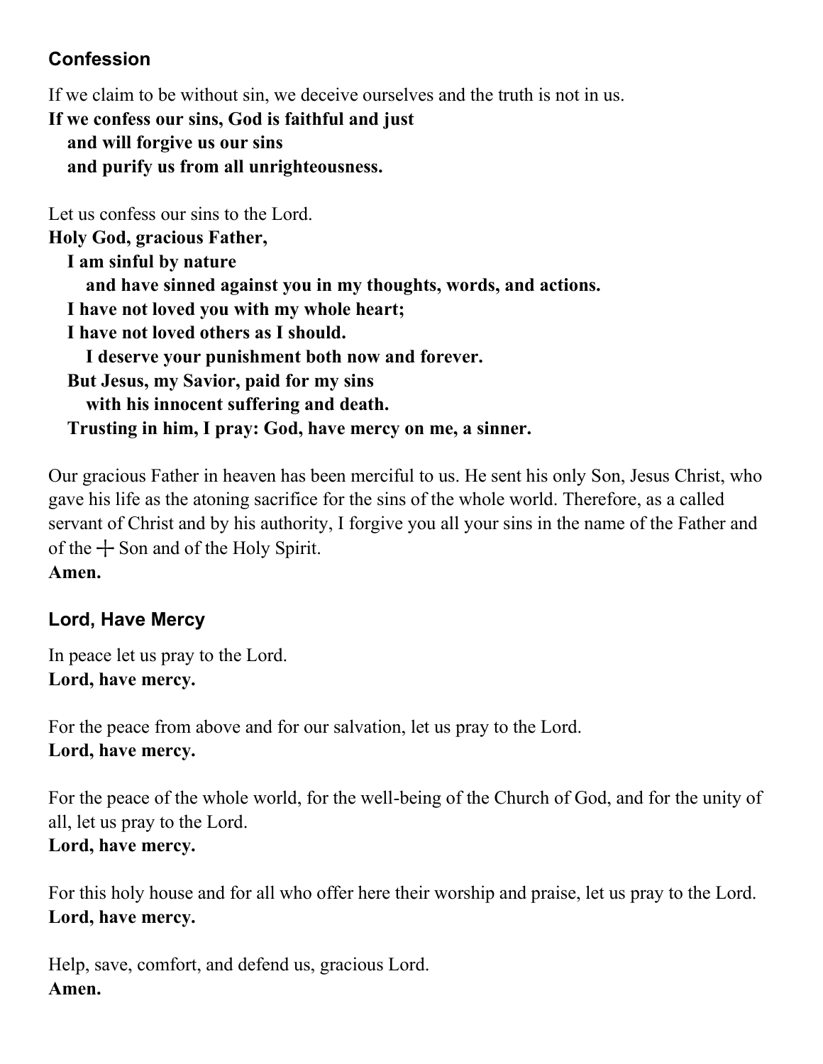## Confession

If we claim to be without sin, we deceive ourselves and the truth is not in us.
**If we confess our sins, God is faithful and just**
**and will forgive us our sins**
**and purify us from all unrighteousness.**

Let us confess our sins to the Lord.
**Holy God, gracious Father,**
**I am sinful by nature**
**and have sinned against you in my thoughts, words, and actions.**
**I have not loved you with my whole heart;**
**I have not loved others as I should.**
**I deserve your punishment both now and forever.**
**But Jesus, my Savior, paid for my sins**
**with his innocent suffering and death.**
**Trusting in him, I pray: God, have mercy on me, a sinner.**

Our gracious Father in heaven has been merciful to us. He sent his only Son, Jesus Christ, who gave his life as the atoning sacrifice for the sins of the whole world. Therefore, as a called servant of Christ and by his authority, I forgive you all your sins in the name of the Father and of the ┼ Son and of the Holy Spirit.
**Amen.**

## Lord, Have Mercy

In peace let us pray to the Lord.
**Lord, have mercy.**

For the peace from above and for our salvation, let us pray to the Lord.
**Lord, have mercy.**

For the peace of the whole world, for the well-being of the Church of God, and for the unity of all, let us pray to the Lord.
**Lord, have mercy.**

For this holy house and for all who offer here their worship and praise, let us pray to the Lord.
**Lord, have mercy.**

Help, save, comfort, and defend us, gracious Lord.
**Amen.**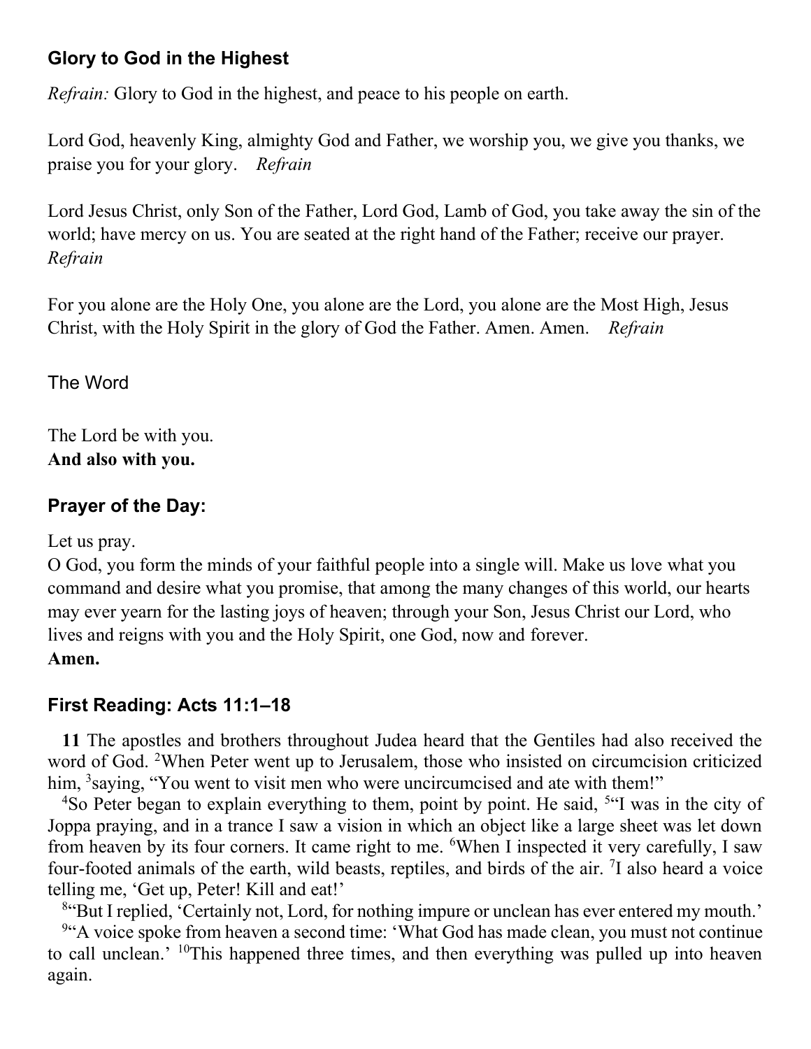## Glory to God in the Highest

*Refrain:* Glory to God in the highest, and peace to his people on earth.

Lord God, heavenly King, almighty God and Father, we worship you, we give you thanks, we praise you for your glory. *Refrain*

Lord Jesus Christ, only Son of the Father, Lord God, Lamb of God, you take away the sin of the world; have mercy on us. You are seated at the right hand of the Father; receive our prayer. *Refrain*

For you alone are the Holy One, you alone are the Lord, you alone are the Most High, Jesus Christ, with the Holy Spirit in the glory of God the Father. Amen. Amen. *Refrain*

The Word

The Lord be with you.
**And also with you.**

## Prayer of the Day:

Let us pray.
O God, you form the minds of your faithful people into a single will. Make us love what you command and desire what you promise, that among the many changes of this world, our hearts may ever yearn for the lasting joys of heaven; through your Son, Jesus Christ our Lord, who lives and reigns with you and the Holy Spirit, one God, now and forever.
**Amen.**

## First Reading: Acts 11:1–18

**11** The apostles and brothers throughout Judea heard that the Gentiles had also received the word of God. [2]When Peter went up to Jerusalem, those who insisted on circumcision criticized him, [3]saying, "You went to visit men who were uncircumcised and ate with them!"

[4]So Peter began to explain everything to them, point by point. He said, [5]"I was in the city of Joppa praying, and in a trance I saw a vision in which an object like a large sheet was let down from heaven by its four corners. It came right to me. [6]When I inspected it very carefully, I saw four-footed animals of the earth, wild beasts, reptiles, and birds of the air. [7]I also heard a voice telling me, 'Get up, Peter! Kill and eat!'

[8]"But I replied, 'Certainly not, Lord, for nothing impure or unclean has ever entered my mouth.'

[9]"A voice spoke from heaven a second time: 'What God has made clean, you must not continue to call unclean.' [10]This happened three times, and then everything was pulled up into heaven again.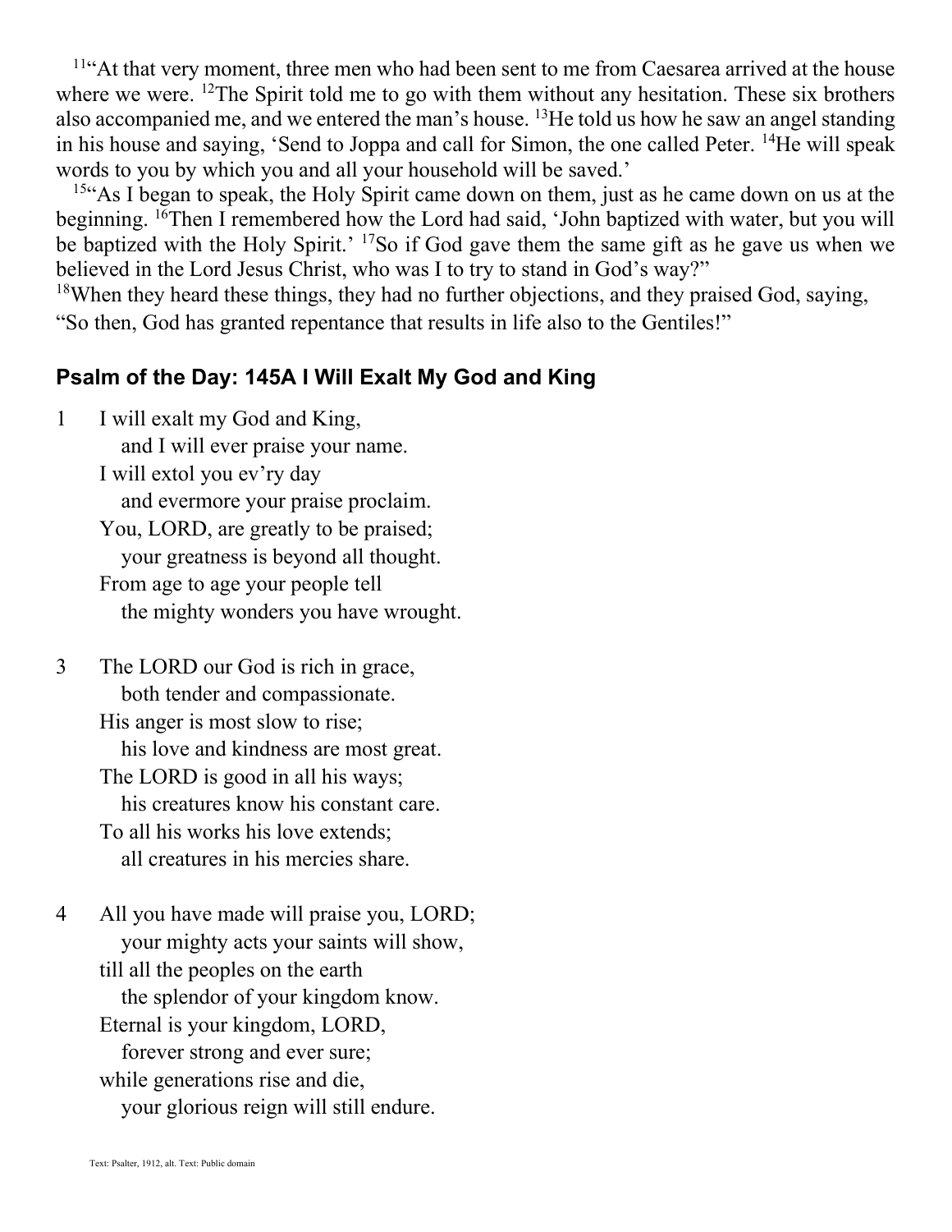[11]"At that very moment, three men who had been sent to me from Caesarea arrived at the house where we were. [12]The Spirit told me to go with them without any hesitation. These six brothers also accompanied me, and we entered the man's house. [13]He told us how he saw an angel standing in his house and saying, 'Send to Joppa and call for Simon, the one called Peter. [14]He will speak words to you by which you and all your household will be saved.'

[15]"As I began to speak, the Holy Spirit came down on them, just as he came down on us at the beginning. [16]Then I remembered how the Lord had said, 'John baptized with water, but you will be baptized with the Holy Spirit.' [17]So if God gave them the same gift as he gave us when we believed in the Lord Jesus Christ, who was I to try to stand in God's way?"

[18]When they heard these things, they had no further objections, and they praised God, saying, "So then, God has granted repentance that results in life also to the Gentiles!"

## Psalm of the Day: 145A I Will Exalt My God and King

1 I will exalt my God and King,
  and I will ever praise your name.
I will extol you ev'ry day
  and evermore your praise proclaim.
You, LORD, are greatly to be praised;
  your greatness is beyond all thought.
From age to age your people tell
  the mighty wonders you have wrought.

3 The LORD our God is rich in grace,
  both tender and compassionate.
His anger is most slow to rise;
  his love and kindness are most great.
The LORD is good in all his ways;
  his creatures know his constant care.
To all his works his love extends;
  all creatures in his mercies share.

4 All you have made will praise you, LORD;
  your mighty acts your saints will show,
till all the peoples on the earth
  the splendor of your kingdom know.
Eternal is your kingdom, LORD,
  forever strong and ever sure;
while generations rise and die,
  your glorious reign will still endure.

Text: Psalter, 1912, alt. Text: Public domain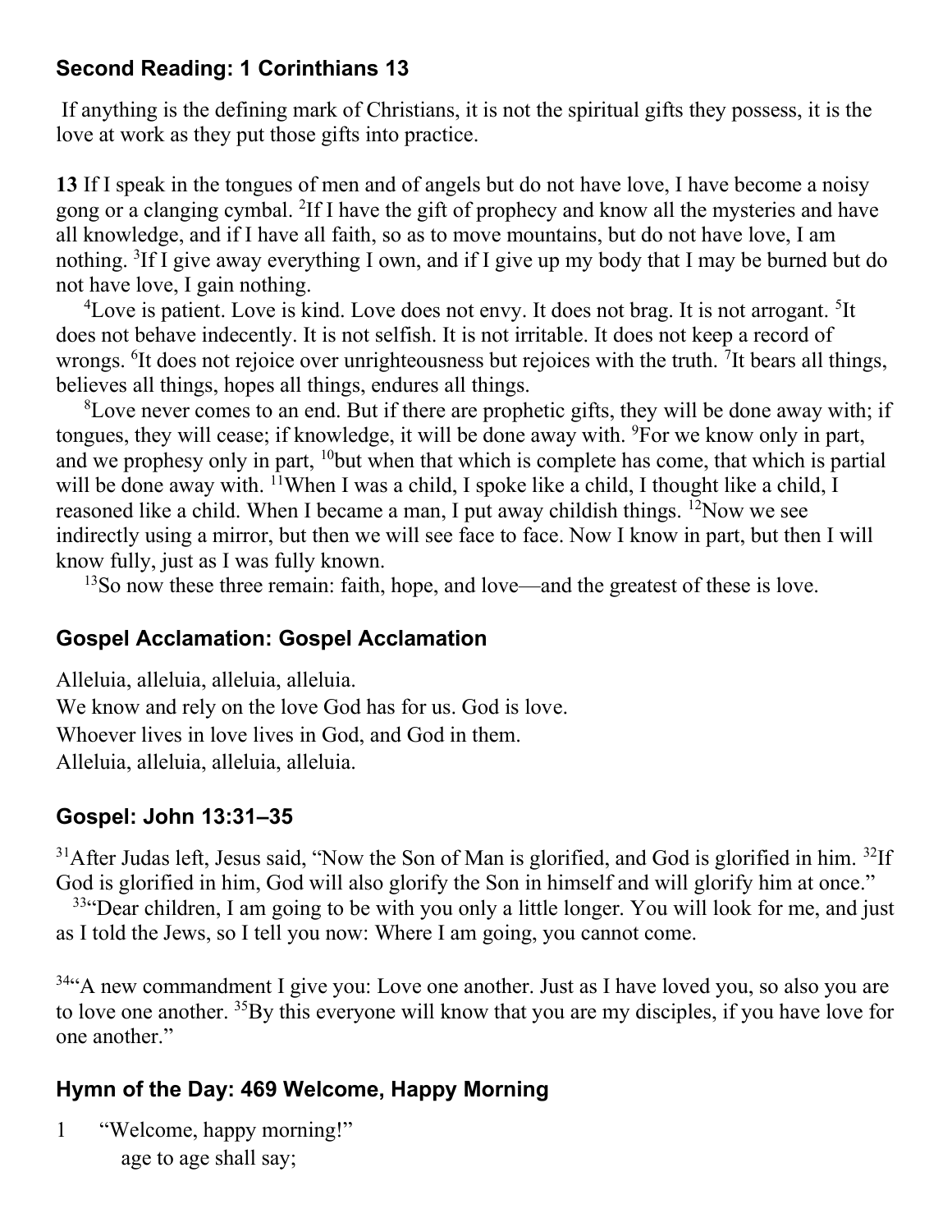### Second Reading: 1 Corinthians 13

If anything is the defining mark of Christians, it is not the spiritual gifts they possess, it is the love at work as they put those gifts into practice.

**13** If I speak in the tongues of men and of angels but do not have love, I have become a noisy gong or a clanging cymbal. [2]If I have the gift of prophecy and know all the mysteries and have all knowledge, and if I have all faith, so as to move mountains, but do not have love, I am nothing. [3]If I give away everything I own, and if I give up my body that I may be burned but do not have love, I gain nothing.

[4]Love is patient. Love is kind. Love does not envy. It does not brag. It is not arrogant. [5]It does not behave indecently. It is not selfish. It is not irritable. It does not keep a record of wrongs. [6]It does not rejoice over unrighteousness but rejoices with the truth. [7]It bears all things, believes all things, hopes all things, endures all things.

[8]Love never comes to an end. But if there are prophetic gifts, they will be done away with; if tongues, they will cease; if knowledge, it will be done away with. [9]For we know only in part, and we prophesy only in part, [10]but when that which is complete has come, that which is partial will be done away with. [11]When I was a child, I spoke like a child, I thought like a child, I reasoned like a child. When I became a man, I put away childish things. [12]Now we see indirectly using a mirror, but then we will see face to face. Now I know in part, but then I will know fully, just as I was fully known.

[13]So now these three remain: faith, hope, and love—and the greatest of these is love.

### Gospel Acclamation: Gospel Acclamation

Alleluia, alleluia, alleluia, alleluia.
We know and rely on the love God has for us. God is love.
Whoever lives in love lives in God, and God in them.
Alleluia, alleluia, alleluia, alleluia.

### Gospel: John 13:31–35

[31]After Judas left, Jesus said, "Now the Son of Man is glorified, and God is glorified in him. [32]If God is glorified in him, God will also glorify the Son in himself and will glorify him at once."

[33]"Dear children, I am going to be with you only a little longer. You will look for me, and just as I told the Jews, so I tell you now: Where I am going, you cannot come.

[34]"A new commandment I give you: Love one another. Just as I have loved you, so also you are to love one another. [35]By this everyone will know that you are my disciples, if you have love for one another."

### Hymn of the Day: 469 Welcome, Happy Morning

1 "Welcome, happy morning!"
age to age shall say;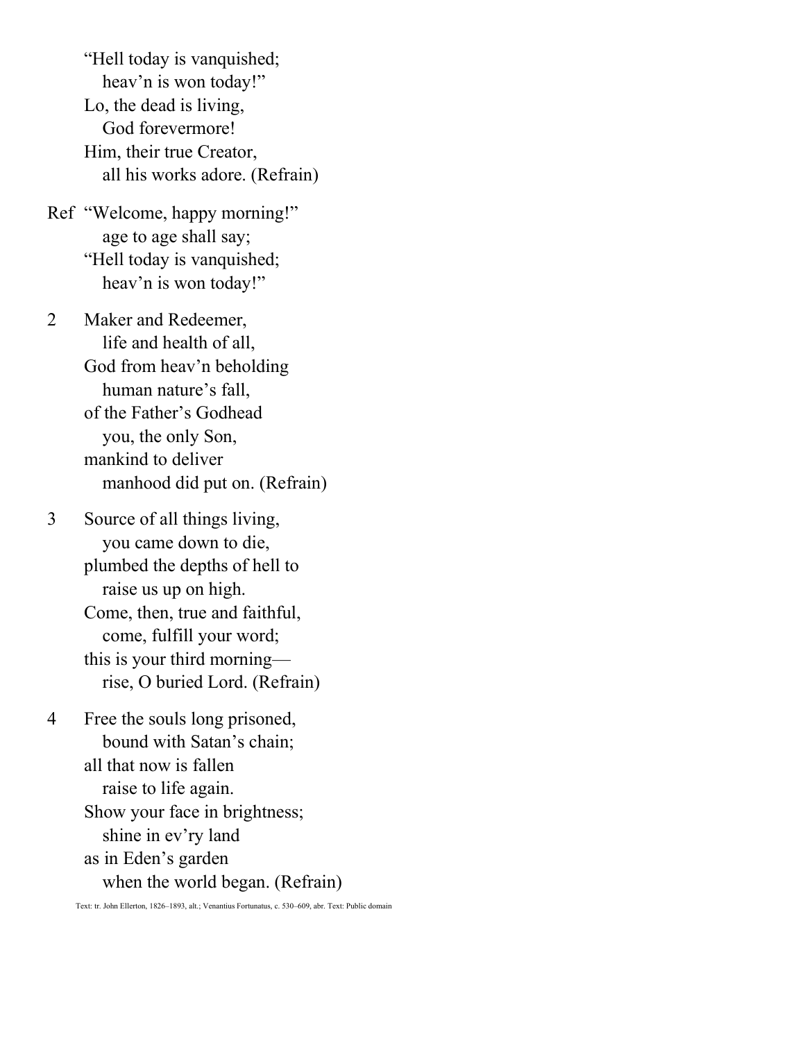"Hell today is vanquished;
heav'n is won today!"
Lo, the dead is living,
God forevermore!
Him, their true Creator,
all his works adore. (Refrain)

Ref "Welcome, happy morning!"
age to age shall say;
"Hell today is vanquished;
heav'n is won today!"

2 Maker and Redeemer,
life and health of all,
God from heav'n beholding
human nature's fall,
of the Father's Godhead
you, the only Son,
mankind to deliver
manhood did put on. (Refrain)

3 Source of all things living,
you came down to die,
plumbed the depths of hell to
raise us up on high.
Come, then, true and faithful,
come, fulfill your word;
this is your third morning—
rise, O buried Lord. (Refrain)

4 Free the souls long prisoned,
bound with Satan's chain;
all that now is fallen
raise to life again.
Show your face in brightness;
shine in ev'ry land
as in Eden's garden
when the world began. (Refrain)

Text: tr. John Ellerton, 1826–1893, alt.; Venantius Fortunatus, c. 530–609, abr. Text: Public domain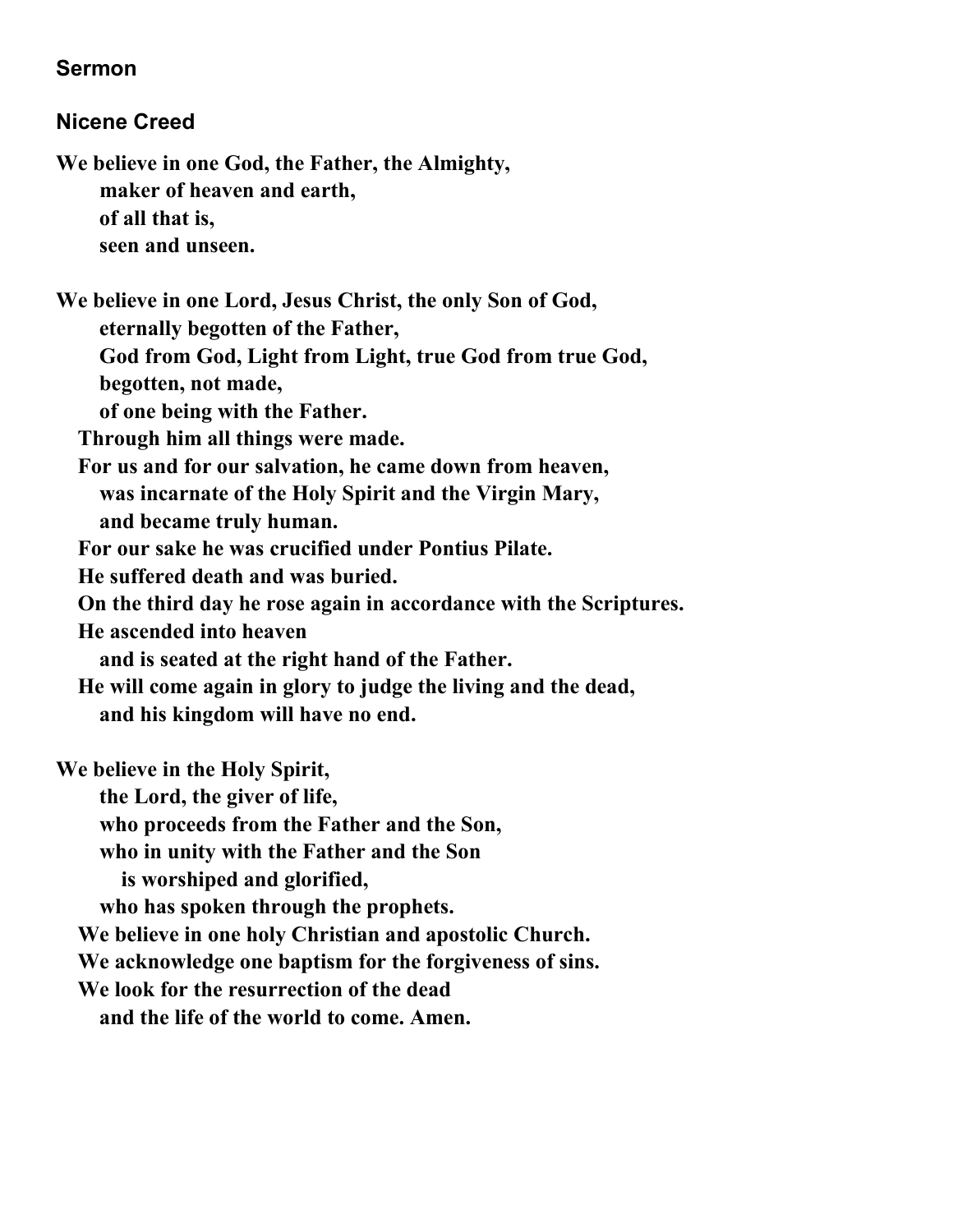## Sermon

## Nicene Creed

**We believe in one God, the Father, the Almighty,**
**maker of heaven and earth,**
**of all that is,**
**seen and unseen.**

**We believe in one Lord, Jesus Christ, the only Son of God,**
**eternally begotten of the Father,**
**God from God, Light from Light, true God from true God,**
**begotten, not made,**
**of one being with the Father.**
**Through him all things were made.**
**For us and for our salvation, he came down from heaven,**
**was incarnate of the Holy Spirit and the Virgin Mary,**
**and became truly human.**
**For our sake he was crucified under Pontius Pilate.**
**He suffered death and was buried.**
**On the third day he rose again in accordance with the Scriptures.**
**He ascended into heaven**
**and is seated at the right hand of the Father.**
**He will come again in glory to judge the living and the dead,**
**and his kingdom will have no end.**

**We believe in the Holy Spirit,**
**the Lord, the giver of life,**
**who proceeds from the Father and the Son,**
**who in unity with the Father and the Son**
**is worshiped and glorified,**
**who has spoken through the prophets.**
**We believe in one holy Christian and apostolic Church.**
**We acknowledge one baptism for the forgiveness of sins.**
**We look for the resurrection of the dead**
**and the life of the world to come. Amen.**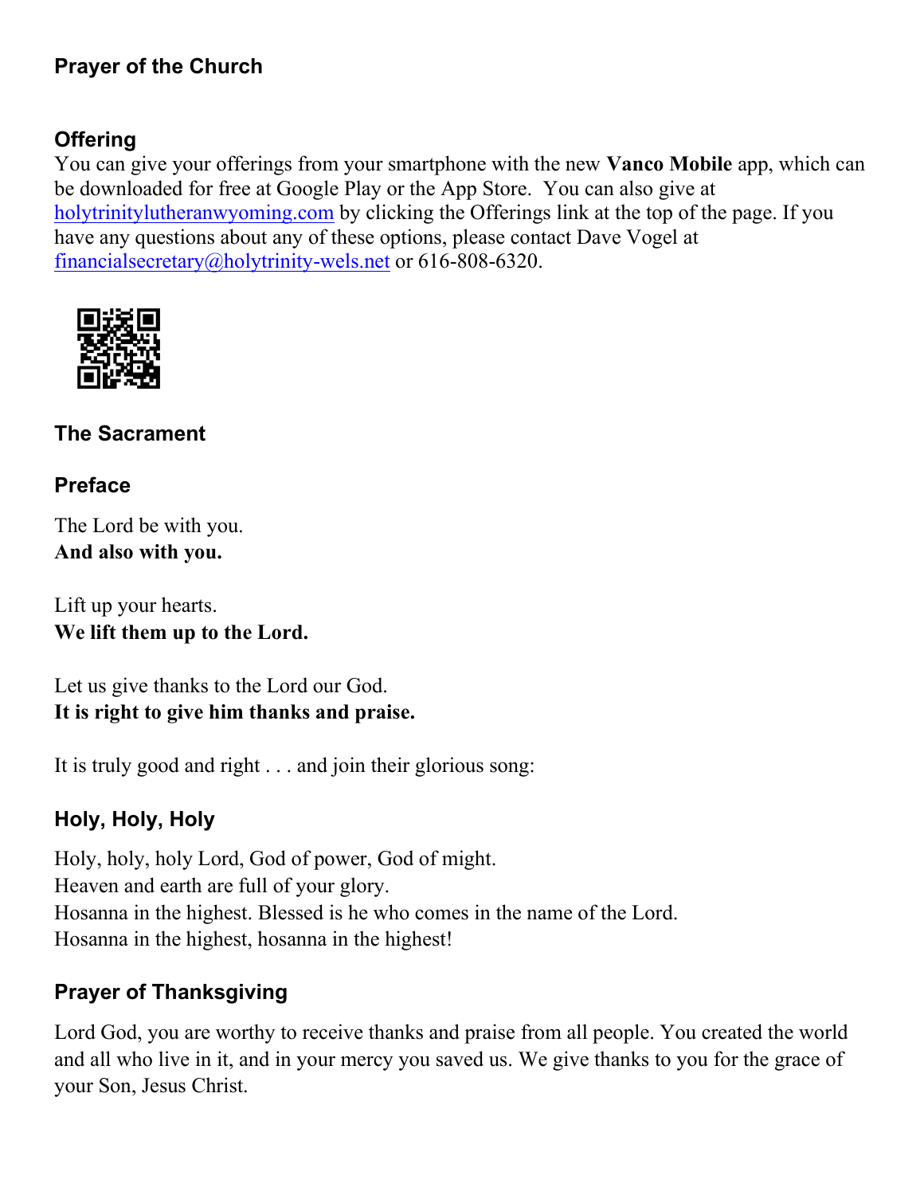### Prayer of the Church

### Offering

You can give your offerings from your smartphone with the new **Vanco Mobile** app, which can be downloaded for free at Google Play or the App Store. You can also give at [holytrinitylutheranwyoming.com](holytrinitylutheranwyoming.com) by clicking the Offerings link at the top of the page. If you have any questions about any of these options, please contact Dave Vogel at [financialsecretary@holytrinity-wels.net](mailto:financialsecretary@holytrinity-wels.net) or 616-808-6320.

### The Sacrament

### Preface

The Lord be with you.
**And also with you.**

Lift up your hearts.
**We lift them up to the Lord.**

Let us give thanks to the Lord our God.
**It is right to give him thanks and praise.**

It is truly good and right . . . and join their glorious song:

### Holy, Holy, Holy

Holy, holy, holy Lord, God of power, God of might.
Heaven and earth are full of your glory.
Hosanna in the highest. Blessed is he who comes in the name of the Lord.
Hosanna in the highest, hosanna in the highest!

### Prayer of Thanksgiving

Lord God, you are worthy to receive thanks and praise from all people. You created the world and all who live in it, and in your mercy you saved us. We give thanks to you for the grace of your Son, Jesus Christ.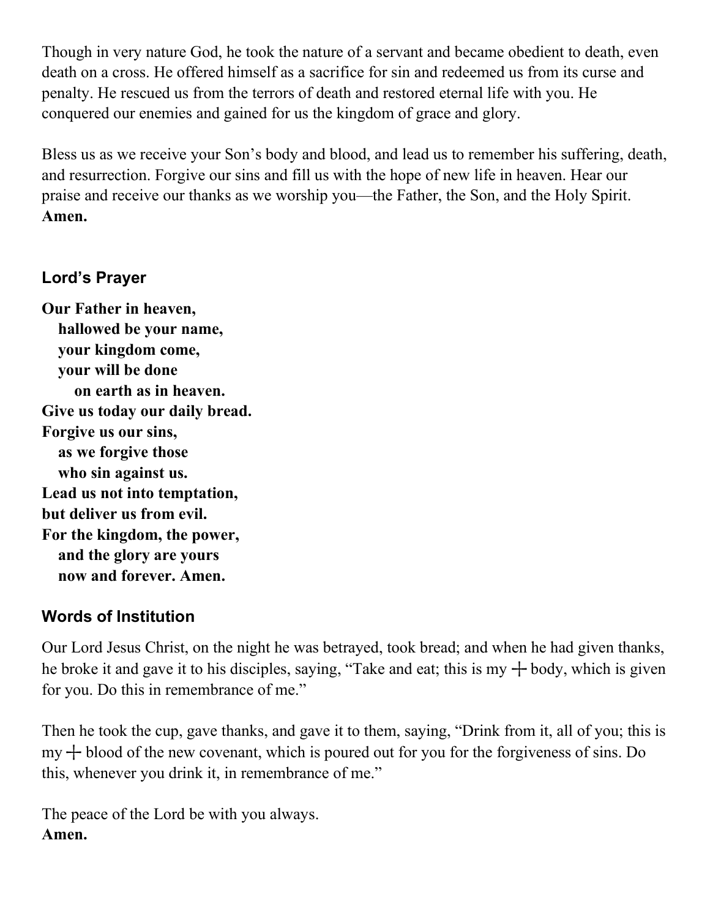Though in very nature God, he took the nature of a servant and became obedient to death, even death on a cross. He offered himself as a sacrifice for sin and redeemed us from its curse and penalty. He rescued us from the terrors of death and restored eternal life with you. He conquered our enemies and gained for us the kingdom of grace and glory.

Bless us as we receive your Son's body and blood, and lead us to remember his suffering, death, and resurrection. Forgive our sins and fill us with the hope of new life in heaven. Hear our praise and receive our thanks as we worship you—the Father, the Son, and the Holy Spirit.
**Amen.**

### Lord's Prayer

**Our Father in heaven,**
**hallowed be your name,**
**your kingdom come,**
**your will be done**
**on earth as in heaven.**
**Give us today our daily bread.**
**Forgive us our sins,**
**as we forgive those**
**who sin against us.**
**Lead us not into temptation,**
**but deliver us from evil.**
**For the kingdom, the power,**
**and the glory are yours**
**now and forever. Amen.**

### Words of Institution

Our Lord Jesus Christ, on the night he was betrayed, took bread; and when he had given thanks, he broke it and gave it to his disciples, saying, "Take and eat; this is my ┼ body, which is given for you. Do this in remembrance of me."

Then he took the cup, gave thanks, and gave it to them, saying, "Drink from it, all of you; this is my ┼ blood of the new covenant, which is poured out for you for the forgiveness of sins. Do this, whenever you drink it, in remembrance of me."

The peace of the Lord be with you always.
**Amen.**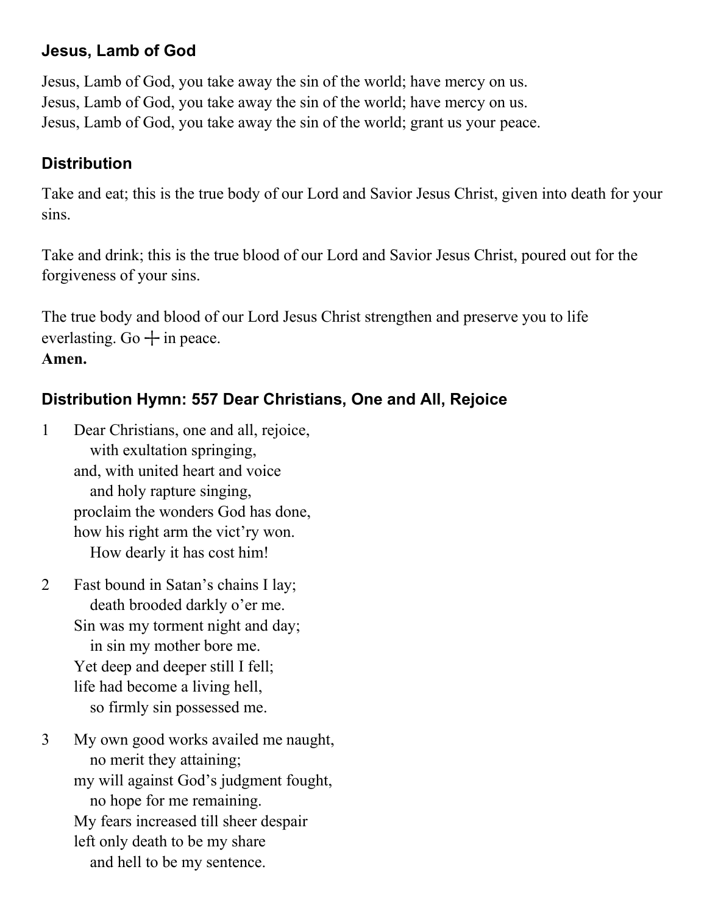### Jesus, Lamb of God

Jesus, Lamb of God, you take away the sin of the world; have mercy on us.
Jesus, Lamb of God, you take away the sin of the world; have mercy on us.
Jesus, Lamb of God, you take away the sin of the world; grant us your peace.

### Distribution

Take and eat; this is the true body of our Lord and Savior Jesus Christ, given into death for your sins.

Take and drink; this is the true blood of our Lord and Savior Jesus Christ, poured out for the forgiveness of your sins.

The true body and blood of our Lord Jesus Christ strengthen and preserve you to life everlasting. Go ✝ in peace.
**Amen.**

### Distribution Hymn: 557 Dear Christians, One and All, Rejoice

1 Dear Christians, one and all, rejoice,
   with exultation springing,
and, with united heart and voice
   and holy rapture singing,
proclaim the wonders God has done,
how his right arm the vict'ry won.
   How dearly it has cost him!

2 Fast bound in Satan's chains I lay;
   death brooded darkly o'er me.
Sin was my torment night and day;
   in sin my mother bore me.
Yet deep and deeper still I fell;
life had become a living hell,
   so firmly sin possessed me.

3 My own good works availed me naught,
   no merit they attaining;
my will against God's judgment fought,
   no hope for me remaining.
My fears increased till sheer despair
left only death to be my share
   and hell to be my sentence.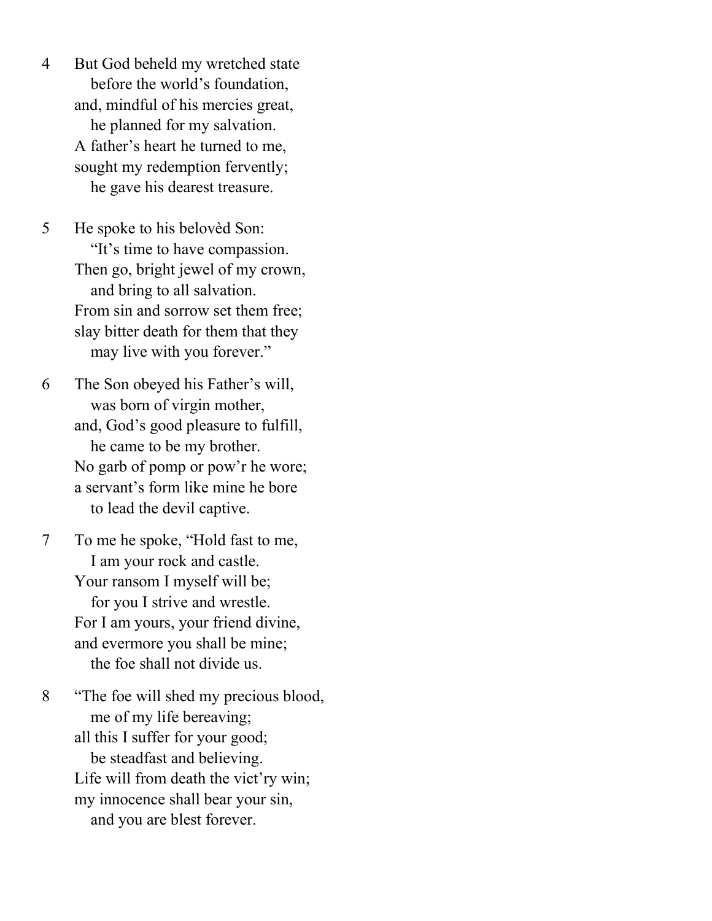4 But God beheld my wretched state
before the world's foundation,
and, mindful of his mercies great,
he planned for my salvation.
A father's heart he turned to me,
sought my redemption fervently;
he gave his dearest treasure.

5 He spoke to his belovèd Son:
"It's time to have compassion.
Then go, bright jewel of my crown,
and bring to all salvation.
From sin and sorrow set them free;
slay bitter death for them that they
may live with you forever."

6 The Son obeyed his Father's will,
was born of virgin mother,
and, God's good pleasure to fulfill,
he came to be my brother.
No garb of pomp or pow'r he wore;
a servant's form like mine he bore
to lead the devil captive.

7 To me he spoke, "Hold fast to me,
I am your rock and castle.
Your ransom I myself will be;
for you I strive and wrestle.
For I am yours, your friend divine,
and evermore you shall be mine;
the foe shall not divide us.

8 "The foe will shed my precious blood,
me of my life bereaving;
all this I suffer for your good;
be steadfast and believing.
Life will from death the vict'ry win;
my innocence shall bear your sin,
and you are blest forever.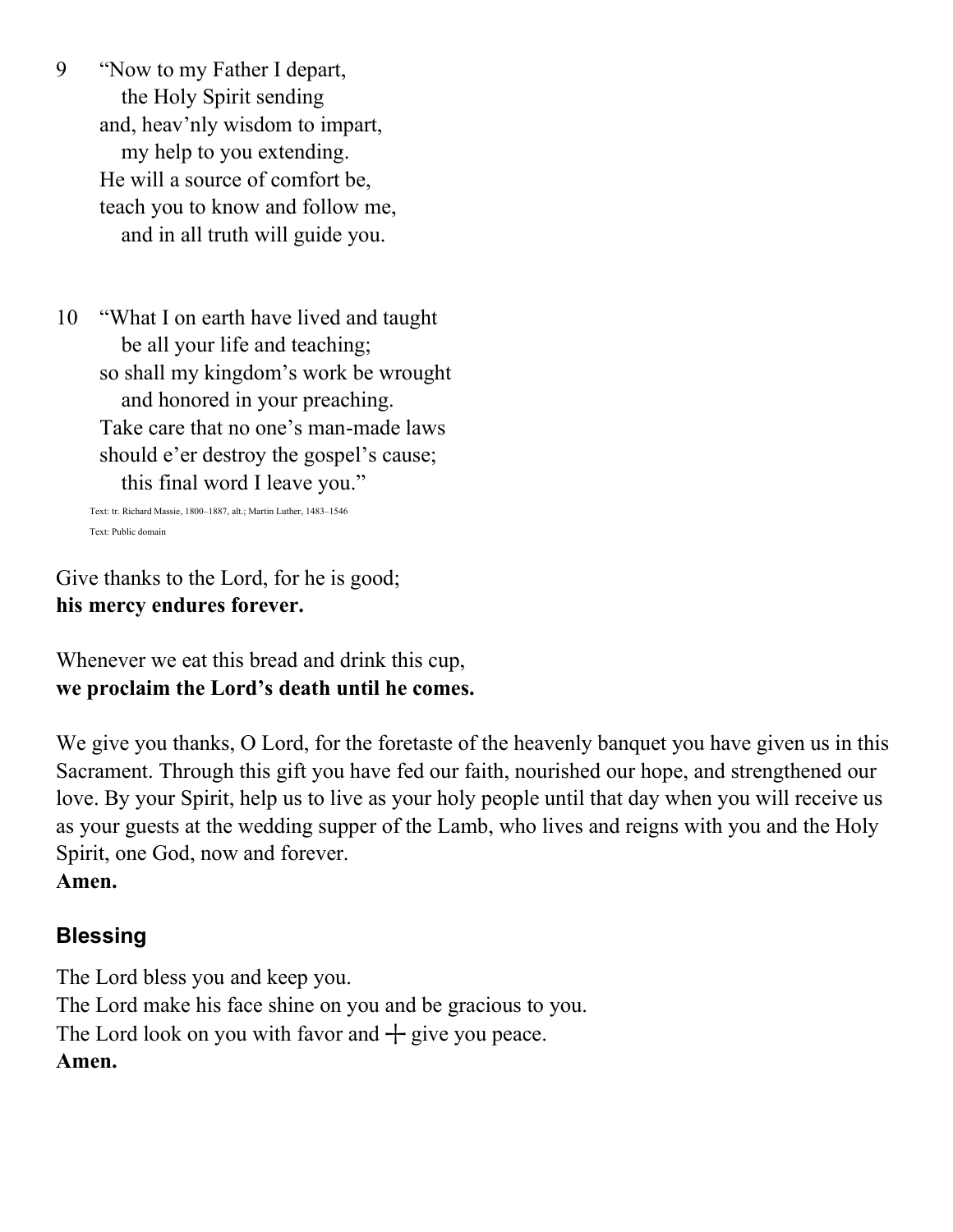9 "Now to my Father I depart,
 the Holy Spirit sending
 and, heav'nly wisdom to impart,
 my help to you extending.
 He will a source of comfort be,
 teach you to know and follow me,
 and in all truth will guide you.

10 "What I on earth have lived and taught
 be all your life and teaching;
 so shall my kingdom's work be wrought
 and honored in your preaching.
 Take care that no one's man-made laws
 should e'er destroy the gospel's cause;
 this final word I leave you."

Text: tr. Richard Massie, 1800–1887, alt.; Martin Luther, 1483–1546
Text: Public domain

Give thanks to the Lord, for he is good;
**his mercy endures forever.**

Whenever we eat this bread and drink this cup,
**we proclaim the Lord's death until he comes.**

We give you thanks, O Lord, for the foretaste of the heavenly banquet you have given us in this Sacrament. Through this gift you have fed our faith, nourished our hope, and strengthened our love. By your Spirit, help us to live as your holy people until that day when you will receive us as your guests at the wedding supper of the Lamb, who lives and reigns with you and the Holy Spirit, one God, now and forever.
**Amen.**

## Blessing

The Lord bless you and keep you.
The Lord make his face shine on you and be gracious to you.
The Lord look on you with favor and ☩ give you peace.
**Amen.**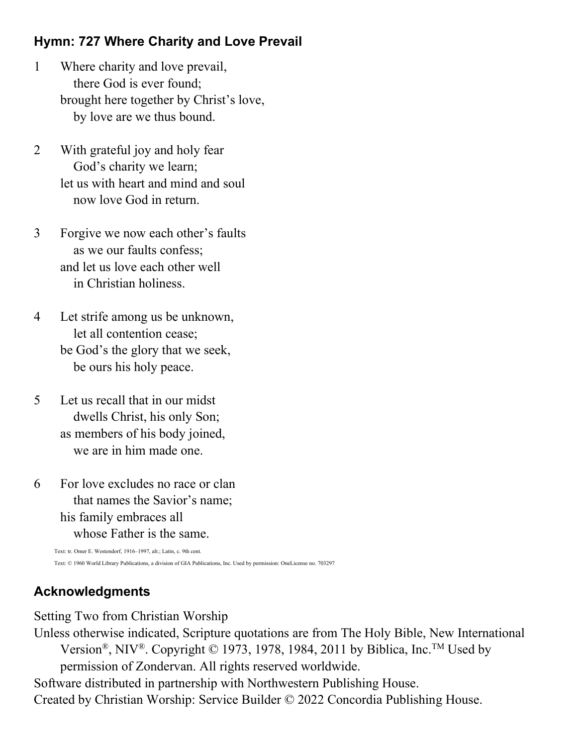### Hymn: 727 Where Charity and Love Prevail

1 Where charity and love prevail,
there God is ever found;
brought here together by Christ's love,
by love are we thus bound.

2 With grateful joy and holy fear
God's charity we learn;
let us with heart and mind and soul
now love God in return.

3 Forgive we now each other's faults
as we our faults confess;
and let us love each other well
in Christian holiness.

4 Let strife among us be unknown,
let all contention cease;
be God's the glory that we seek,
be ours his holy peace.

5 Let us recall that in our midst
dwells Christ, his only Son;
as members of his body joined,
we are in him made one.

6 For love excludes no race or clan
that names the Savior's name;
his family embraces all
whose Father is the same.

Text: tr. Omer E. Westendorf, 1916–1997, alt.; Latin, c. 9th cent.

Text: © 1960 World Library Publications, a division of GIA Publications, Inc. Used by permission: OneLicense no. 703297

### Acknowledgments

Setting Two from Christian Worship

Unless otherwise indicated, Scripture quotations are from The Holy Bible, New International Version®, NIV®. Copyright © 1973, 1978, 1984, 2011 by Biblica, Inc.™ Used by permission of Zondervan. All rights reserved worldwide.

Software distributed in partnership with Northwestern Publishing House.

Created by Christian Worship: Service Builder © 2022 Concordia Publishing House.